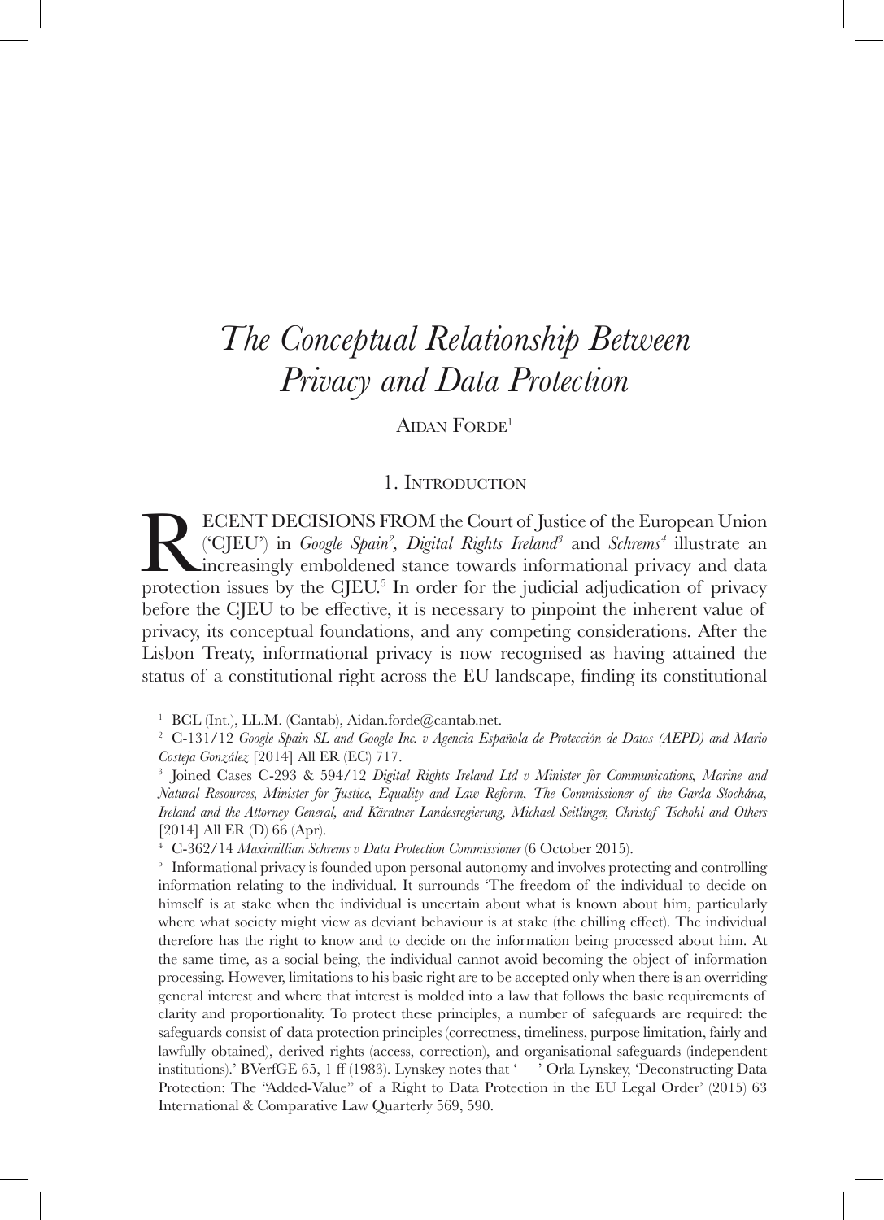# *The Conceptual Relationship Between Privacy and Data Protection*

Aidan Forde[1]

## 1. Introduction

RECENT DECISIONS FROM the Court of Justice of the European Union ('CJEU') in *Google Spain*[2], *Digital Rights Ireland*[3] and *Schrems*[4] illustrate an increasingly emboldened stance towards informational privacy and data protection issues by the CJEU.[5] In order for the judicial adjudication of privacy before the CJEU to be effective, it is necessary to pinpoint the inherent value of privacy, its conceptual foundations, and any competing considerations. After the Lisbon Treaty, informational privacy is now recognised as having attained the status of a constitutional right across the EU landscape, finding its constitutional

[1] BCL (Int.), LL.M. (Cantab), Aidan.forde@cantab.net.

[2] C-131/12 *Google Spain SL and Google Inc. v Agencia Española de Protección de Datos (AEPD) and Mario Costeja González* [2014] All ER (EC) 717.

[3] Joined Cases C-293 & 594/12 *Digital Rights Ireland Ltd v Minister for Communications, Marine and Natural Resources, Minister for Justice, Equality and Law Reform, The Commissioner of the Garda Síochána, Ireland and the Attorney General, and Kärntner Landesregierung, Michael Seitlinger, Christof Tschohl and Others* [2014] All ER (D) 66 (Apr).

[4] C-362/14 *Maximillian Schrems v Data Protection Commissioner* (6 October 2015).

[5] Informational privacy is founded upon personal autonomy and involves protecting and controlling information relating to the individual. It surrounds 'The freedom of the individual to decide on himself is at stake when the individual is uncertain about what is known about him, particularly where what society might view as deviant behaviour is at stake (the chilling effect). The individual therefore has the right to know and to decide on the information being processed about him. At the same time, as a social being, the individual cannot avoid becoming the object of information processing. However, limitations to his basic right are to be accepted only when there is an overriding general interest and where that interest is molded into a law that follows the basic requirements of clarity and proportionality. To protect these principles, a number of safeguards are required: the safeguards consist of data protection principles (correctness, timeliness, purpose limitation, fairly and lawfully obtained), derived rights (access, correction), and organisational safeguards (independent institutions).' BVerfGE 65, 1 ff (1983). Lynskey notes that ' ' Orla Lynskey, 'Deconstructing Data Protection: The "Added-Value" of a Right to Data Protection in the EU Legal Order' (2015) 63 International & Comparative Law Quarterly 569, 590.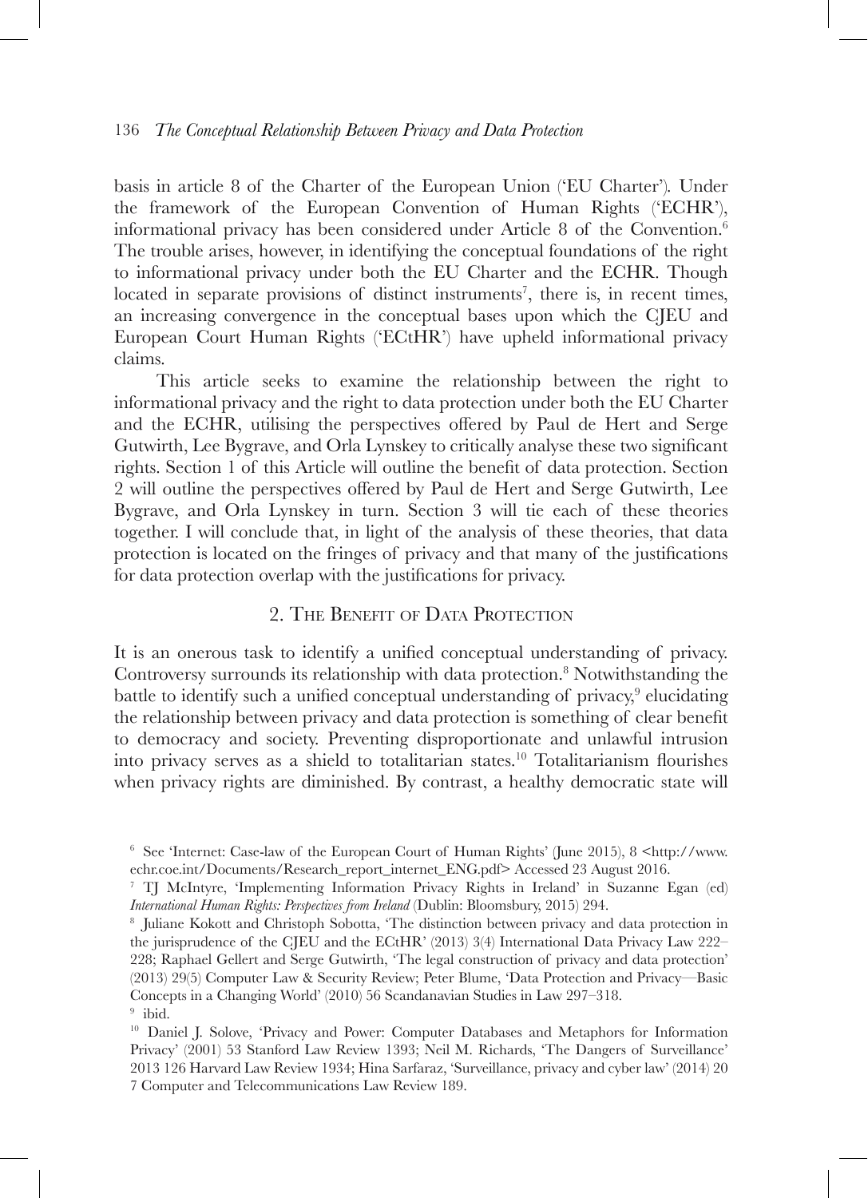basis in article 8 of the Charter of the European Union ('EU Charter'). Under the framework of the European Convention of Human Rights ('ECHR'), informational privacy has been considered under Article 8 of the Convention.[6] The trouble arises, however, in identifying the conceptual foundations of the right to informational privacy under both the EU Charter and the ECHR. Though located in separate provisions of distinct instruments[7], there is, in recent times, an increasing convergence in the conceptual bases upon which the CJEU and European Court Human Rights ('ECtHR') have upheld informational privacy claims.

This article seeks to examine the relationship between the right to informational privacy and the right to data protection under both the EU Charter and the ECHR, utilising the perspectives offered by Paul de Hert and Serge Gutwirth, Lee Bygrave, and Orla Lynskey to critically analyse these two significant rights. Section 1 of this Article will outline the benefit of data protection. Section 2 will outline the perspectives offered by Paul de Hert and Serge Gutwirth, Lee Bygrave, and Orla Lynskey in turn. Section 3 will tie each of these theories together. I will conclude that, in light of the analysis of these theories, that data protection is located on the fringes of privacy and that many of the justifications for data protection overlap with the justifications for privacy.

## 2. The Benefit of Data Protection

It is an onerous task to identify a unified conceptual understanding of privacy. Controversy surrounds its relationship with data protection.[8] Notwithstanding the battle to identify such a unified conceptual understanding of privacy,[9] elucidating the relationship between privacy and data protection is something of clear benefit to democracy and society. Preventing disproportionate and unlawful intrusion into privacy serves as a shield to totalitarian states.[10] Totalitarianism flourishes when privacy rights are diminished. By contrast, a healthy democratic state will

---

[6] See 'Internet: Case-law of the European Court of Human Rights' (June 2015), 8 <http://www.echr.coe.int/Documents/Research_report_internet_ENG.pdf> Accessed 23 August 2016.

[7] TJ McIntyre, 'Implementing Information Privacy Rights in Ireland' in Suzanne Egan (ed) *International Human Rights: Perspectives from Ireland* (Dublin: Bloomsbury, 2015) 294.

[8] Juliane Kokott and Christoph Sobotta, 'The distinction between privacy and data protection in the jurisprudence of the CJEU and the ECtHR' (2013) 3(4) International Data Privacy Law 222–228; Raphael Gellert and Serge Gutwirth, 'The legal construction of privacy and data protection' (2013) 29(5) Computer Law & Security Review; Peter Blume, 'Data Protection and Privacy—Basic Concepts in a Changing World' (2010) 56 Scandanavian Studies in Law 297–318.

[9] ibid.

[10] Daniel J. Solove, 'Privacy and Power: Computer Databases and Metaphors for Information Privacy' (2001) 53 Stanford Law Review 1393; Neil M. Richards, 'The Dangers of Surveillance' 2013 126 Harvard Law Review 1934; Hina Sarfaraz, 'Surveillance, privacy and cyber law' (2014) 20 7 Computer and Telecommunications Law Review 189.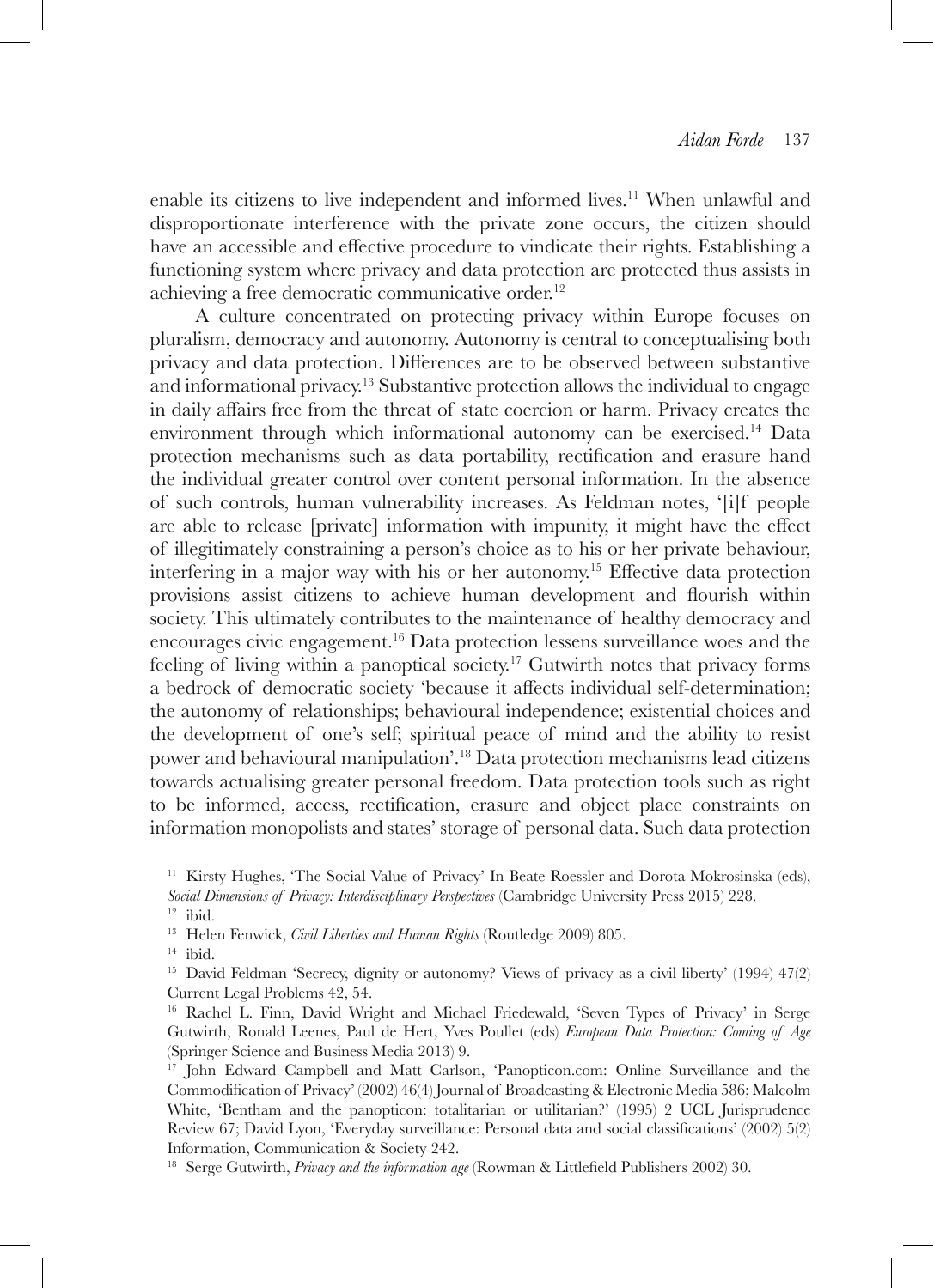enable its citizens to live independent and informed lives.[11] When unlawful and disproportionate interference with the private zone occurs, the citizen should have an accessible and effective procedure to vindicate their rights. Establishing a functioning system where privacy and data protection are protected thus assists in achieving a free democratic communicative order.[12]

A culture concentrated on protecting privacy within Europe focuses on pluralism, democracy and autonomy. Autonomy is central to conceptualising both privacy and data protection. Differences are to be observed between substantive and informational privacy.[13] Substantive protection allows the individual to engage in daily affairs free from the threat of state coercion or harm. Privacy creates the environment through which informational autonomy can be exercised.[14] Data protection mechanisms such as data portability, rectification and erasure hand the individual greater control over content personal information. In the absence of such controls, human vulnerability increases. As Feldman notes, '[i]f people are able to release [private] information with impunity, it might have the effect of illegitimately constraining a person's choice as to his or her private behaviour, interfering in a major way with his or her autonomy.[15] Effective data protection provisions assist citizens to achieve human development and flourish within society. This ultimately contributes to the maintenance of healthy democracy and encourages civic engagement.[16] Data protection lessens surveillance woes and the feeling of living within a panoptical society.[17] Gutwirth notes that privacy forms a bedrock of democratic society 'because it affects individual self-determination; the autonomy of relationships; behavioural independence; existential choices and the development of one's self; spiritual peace of mind and the ability to resist power and behavioural manipulation'.[18] Data protection mechanisms lead citizens towards actualising greater personal freedom. Data protection tools such as right to be informed, access, rectification, erasure and object place constraints on information monopolists and states' storage of personal data. Such data protection

[11] Kirsty Hughes, 'The Social Value of Privacy' In Beate Roessler and Dorota Mokrosinska (eds), *Social Dimensions of Privacy: Interdisciplinary Perspectives* (Cambridge University Press 2015) 228.

[12] ibid.

[13] Helen Fenwick, *Civil Liberties and Human Rights* (Routledge 2009) 805.

[14] ibid.

[15] David Feldman 'Secrecy, dignity or autonomy? Views of privacy as a civil liberty' (1994) 47(2) Current Legal Problems 42, 54.

[16] Rachel L. Finn, David Wright and Michael Friedewald, 'Seven Types of Privacy' in Serge Gutwirth, Ronald Leenes, Paul de Hert, Yves Poullet (eds) *European Data Protection: Coming of Age* (Springer Science and Business Media 2013) 9.

[17] John Edward Campbell and Matt Carlson, 'Panopticon.com: Online Surveillance and the Commodification of Privacy' (2002) 46(4) Journal of Broadcasting & Electronic Media 586; Malcolm White, 'Bentham and the panopticon: totalitarian or utilitarian?' (1995) 2 UCL Jurisprudence Review 67; David Lyon, 'Everyday surveillance: Personal data and social classifications' (2002) 5(2) Information, Communication & Society 242.

[18] Serge Gutwirth, *Privacy and the information age* (Rowman & Littlefield Publishers 2002) 30.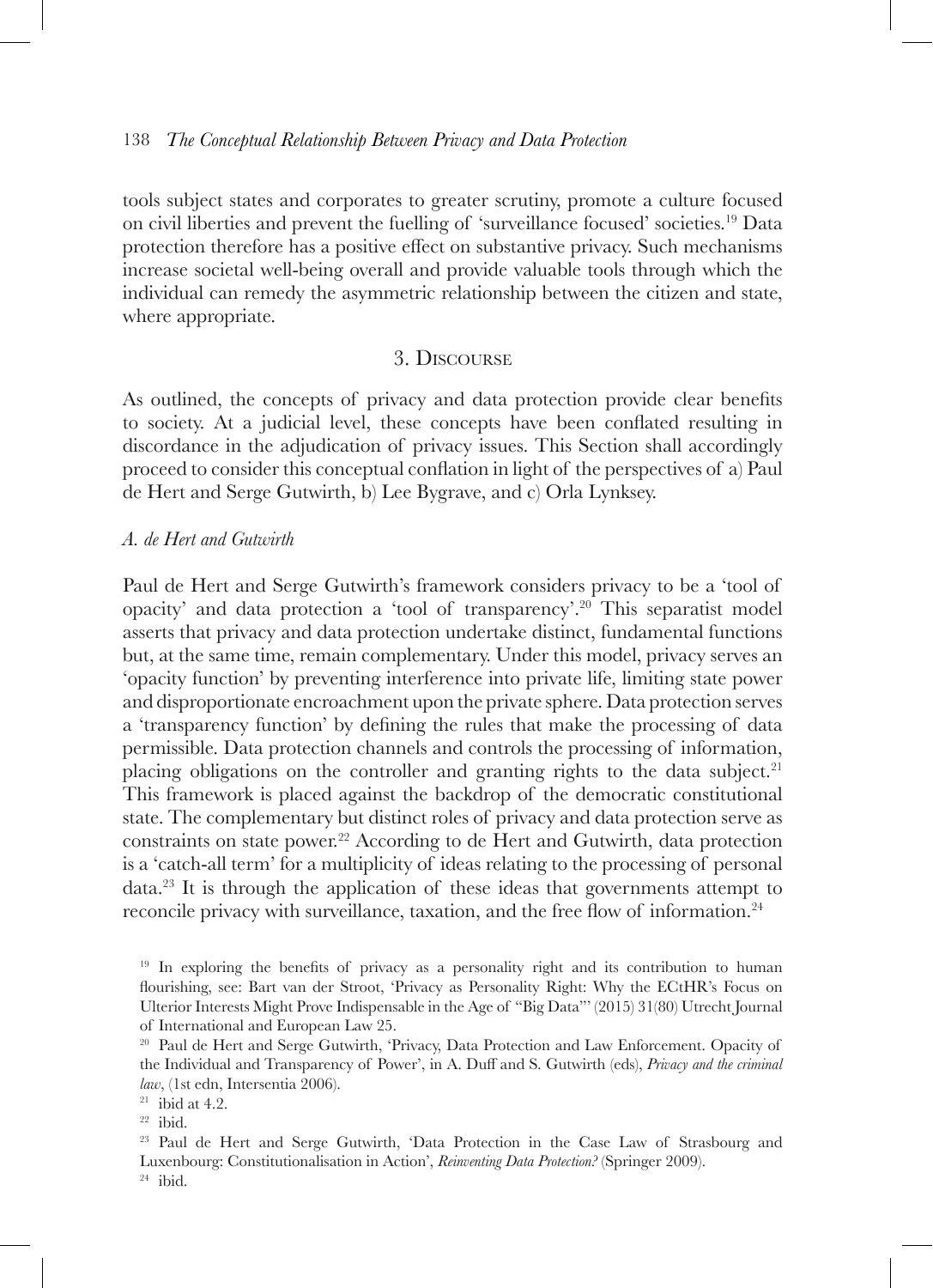tools subject states and corporates to greater scrutiny, promote a culture focused on civil liberties and prevent the fuelling of 'surveillance focused' societies.[19] Data protection therefore has a positive effect on substantive privacy. Such mechanisms increase societal well-being overall and provide valuable tools through which the individual can remedy the asymmetric relationship between the citizen and state, where appropriate.

## 3. Discourse

As outlined, the concepts of privacy and data protection provide clear benefits to society. At a judicial level, these concepts have been conflated resulting in discordance in the adjudication of privacy issues. This Section shall accordingly proceed to consider this conceptual conflation in light of the perspectives of a) Paul de Hert and Serge Gutwirth, b) Lee Bygrave, and c) Orla Lynksey.

### *A. de Hert and Gutwirth*

Paul de Hert and Serge Gutwirth's framework considers privacy to be a 'tool of opacity' and data protection a 'tool of transparency'.[20] This separatist model asserts that privacy and data protection undertake distinct, fundamental functions but, at the same time, remain complementary. Under this model, privacy serves an 'opacity function' by preventing interference into private life, limiting state power and disproportionate encroachment upon the private sphere. Data protection serves a 'transparency function' by defining the rules that make the processing of data permissible. Data protection channels and controls the processing of information, placing obligations on the controller and granting rights to the data subject.[21] This framework is placed against the backdrop of the democratic constitutional state. The complementary but distinct roles of privacy and data protection serve as constraints on state power.[22] According to de Hert and Gutwirth, data protection is a 'catch-all term' for a multiplicity of ideas relating to the processing of personal data.[23] It is through the application of these ideas that governments attempt to reconcile privacy with surveillance, taxation, and the free flow of information.[24]

[19] In exploring the benefits of privacy as a personality right and its contribution to human flourishing, see: Bart van der Stroot, 'Privacy as Personality Right: Why the ECtHR's Focus on Ulterior Interests Might Prove Indispensable in the Age of "Big Data"' (2015) 31(80) Utrecht Journal of International and European Law 25.

[20] Paul de Hert and Serge Gutwirth, 'Privacy, Data Protection and Law Enforcement. Opacity of the Individual and Transparency of Power', in A. Duff and S. Gutwirth (eds), *Privacy and the criminal law*, (1st edn, Intersentia 2006).

[21] ibid at 4.2.

[22] ibid.

[23] Paul de Hert and Serge Gutwirth, 'Data Protection in the Case Law of Strasbourg and Luxenbourg: Constitutionalisation in Action', *Reinventing Data Protection?* (Springer 2009).

[24] ibid.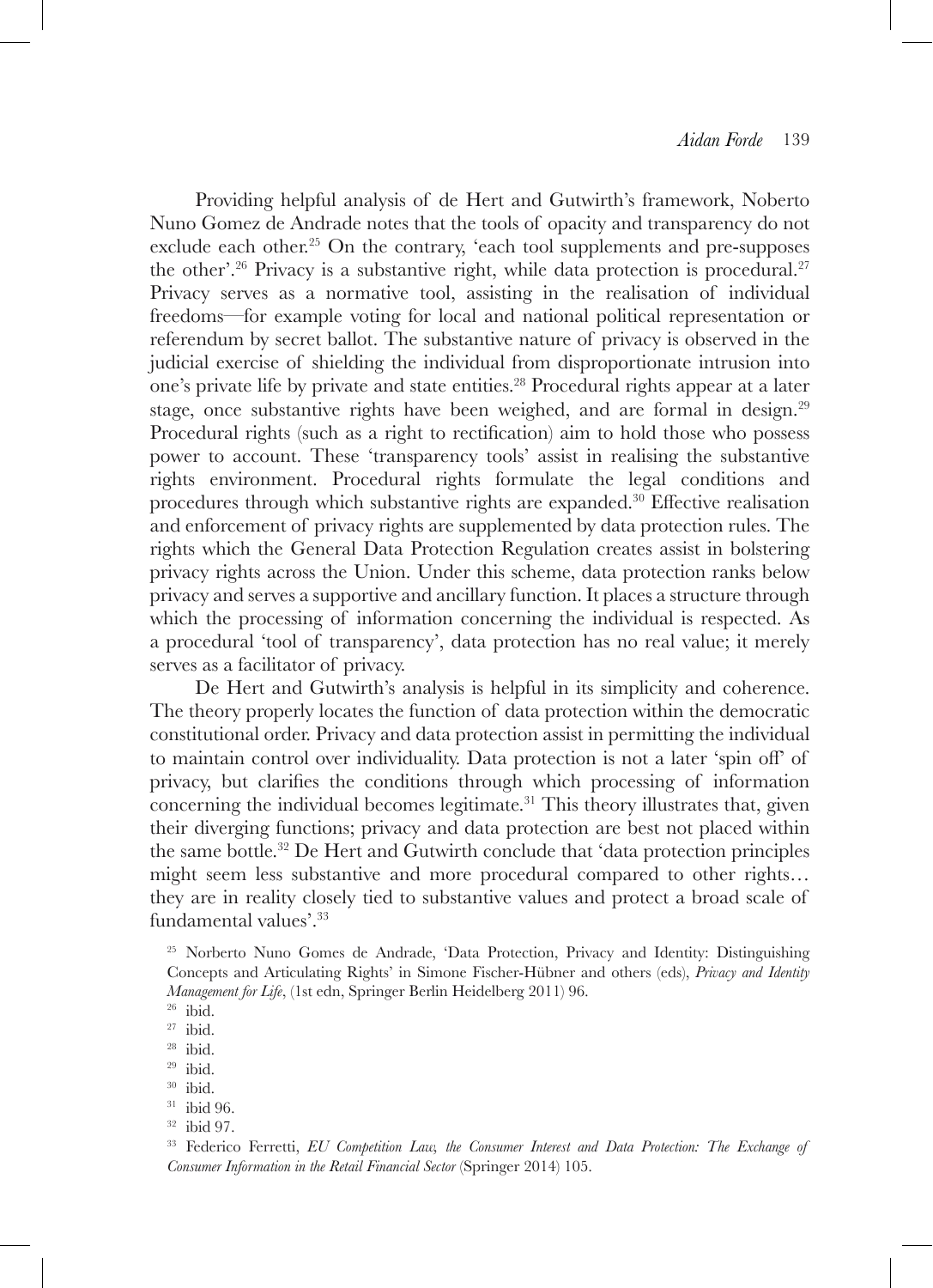Providing helpful analysis of de Hert and Gutwirth's framework, Noberto Nuno Gomez de Andrade notes that the tools of opacity and transparency do not exclude each other.[25] On the contrary, 'each tool supplements and pre-supposes the other'.[26] Privacy is a substantive right, while data protection is procedural.[27] Privacy serves as a normative tool, assisting in the realisation of individual freedoms—for example voting for local and national political representation or referendum by secret ballot. The substantive nature of privacy is observed in the judicial exercise of shielding the individual from disproportionate intrusion into one's private life by private and state entities.[28] Procedural rights appear at a later stage, once substantive rights have been weighed, and are formal in design.[29] Procedural rights (such as a right to rectification) aim to hold those who possess power to account. These 'transparency tools' assist in realising the substantive rights environment. Procedural rights formulate the legal conditions and procedures through which substantive rights are expanded.[30] Effective realisation and enforcement of privacy rights are supplemented by data protection rules. The rights which the General Data Protection Regulation creates assist in bolstering privacy rights across the Union. Under this scheme, data protection ranks below privacy and serves a supportive and ancillary function. It places a structure through which the processing of information concerning the individual is respected. As a procedural 'tool of transparency', data protection has no real value; it merely serves as a facilitator of privacy.

De Hert and Gutwirth's analysis is helpful in its simplicity and coherence. The theory properly locates the function of data protection within the democratic constitutional order. Privacy and data protection assist in permitting the individual to maintain control over individuality. Data protection is not a later 'spin off' of privacy, but clarifies the conditions through which processing of information concerning the individual becomes legitimate.[31] This theory illustrates that, given their diverging functions; privacy and data protection are best not placed within the same bottle.[32] De Hert and Gutwirth conclude that 'data protection principles might seem less substantive and more procedural compared to other rights… they are in reality closely tied to substantive values and protect a broad scale of fundamental values'.[33]

[25] Norberto Nuno Gomes de Andrade, 'Data Protection, Privacy and Identity: Distinguishing Concepts and Articulating Rights' in Simone Fischer-Hübner and others (eds), *Privacy and Identity Management for Life*, (1st edn, Springer Berlin Heidelberg 2011) 96.

[26] ibid.

[27] ibid.

[28] ibid.

[29] ibid.

[30] ibid.

[31] ibid 96.

[32] ibid 97.

[33] Federico Ferretti, *EU Competition Law, the Consumer Interest and Data Protection: The Exchange of Consumer Information in the Retail Financial Sector* (Springer 2014) 105.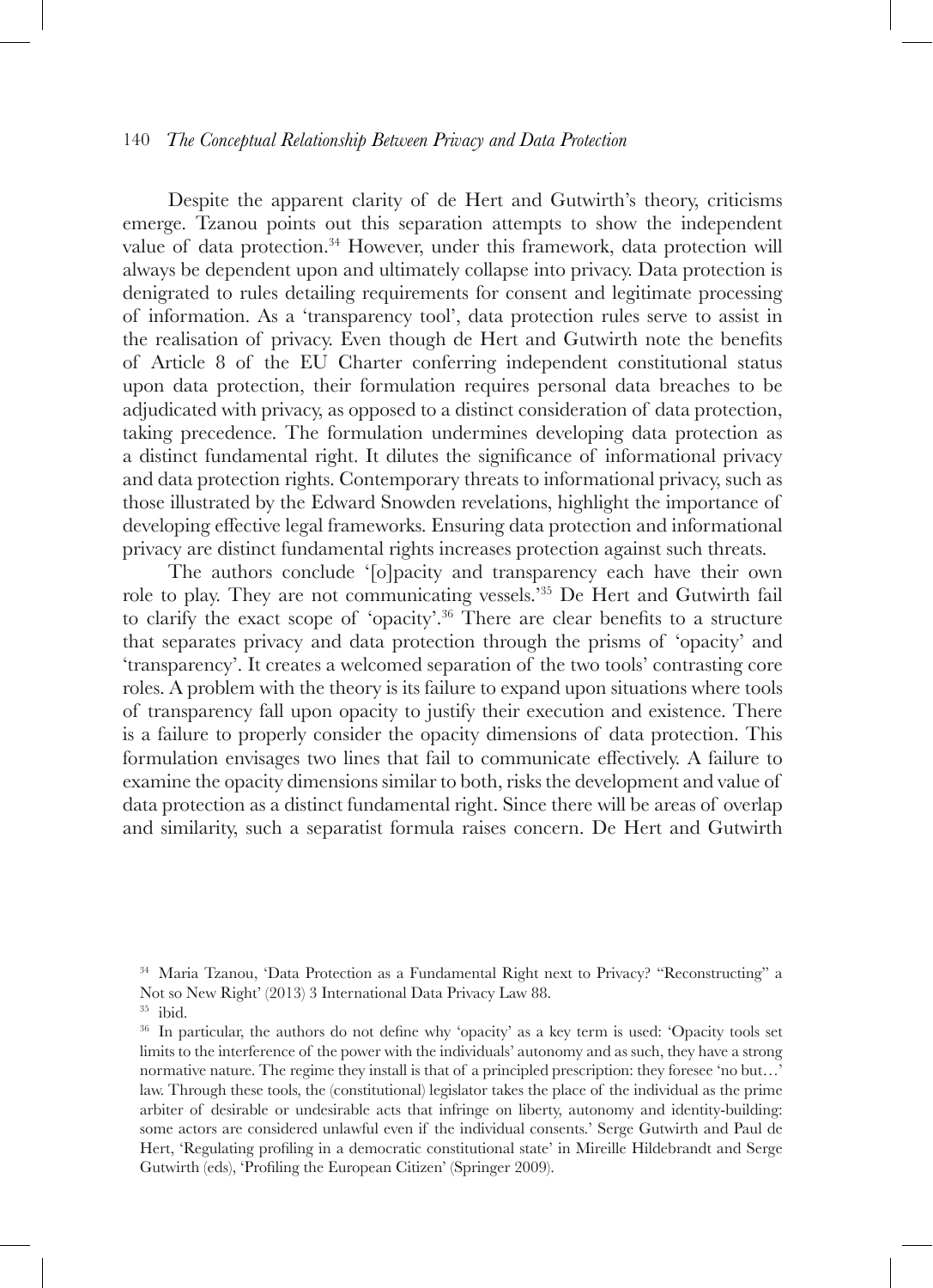Despite the apparent clarity of de Hert and Gutwirth's theory, criticisms emerge. Tzanou points out this separation attempts to show the independent value of data protection.[34] However, under this framework, data protection will always be dependent upon and ultimately collapse into privacy. Data protection is denigrated to rules detailing requirements for consent and legitimate processing of information. As a 'transparency tool', data protection rules serve to assist in the realisation of privacy. Even though de Hert and Gutwirth note the benefits of Article 8 of the EU Charter conferring independent constitutional status upon data protection, their formulation requires personal data breaches to be adjudicated with privacy, as opposed to a distinct consideration of data protection, taking precedence. The formulation undermines developing data protection as a distinct fundamental right. It dilutes the significance of informational privacy and data protection rights. Contemporary threats to informational privacy, such as those illustrated by the Edward Snowden revelations, highlight the importance of developing effective legal frameworks. Ensuring data protection and informational privacy are distinct fundamental rights increases protection against such threats.

The authors conclude '[o]pacity and transparency each have their own role to play. They are not communicating vessels.'[35] De Hert and Gutwirth fail to clarify the exact scope of 'opacity'.[36] There are clear benefits to a structure that separates privacy and data protection through the prisms of 'opacity' and 'transparency'. It creates a welcomed separation of the two tools' contrasting core roles. A problem with the theory is its failure to expand upon situations where tools of transparency fall upon opacity to justify their execution and existence. There is a failure to properly consider the opacity dimensions of data protection. This formulation envisages two lines that fail to communicate effectively. A failure to examine the opacity dimensions similar to both, risks the development and value of data protection as a distinct fundamental right. Since there will be areas of overlap and similarity, such a separatist formula raises concern. De Hert and Gutwirth

---

[34] Maria Tzanou, 'Data Protection as a Fundamental Right next to Privacy? "Reconstructing" a Not so New Right' (2013) 3 International Data Privacy Law 88.

[35] ibid.

[36] In particular, the authors do not define why 'opacity' as a key term is used: 'Opacity tools set limits to the interference of the power with the individuals' autonomy and as such, they have a strong normative nature. The regime they install is that of a principled prescription: they foresee 'no but…' law. Through these tools, the (constitutional) legislator takes the place of the individual as the prime arbiter of desirable or undesirable acts that infringe on liberty, autonomy and identity-building: some actors are considered unlawful even if the individual consents.' Serge Gutwirth and Paul de Hert, 'Regulating profiling in a democratic constitutional state' in Mireille Hildebrandt and Serge Gutwirth (eds), 'Profiling the European Citizen' (Springer 2009).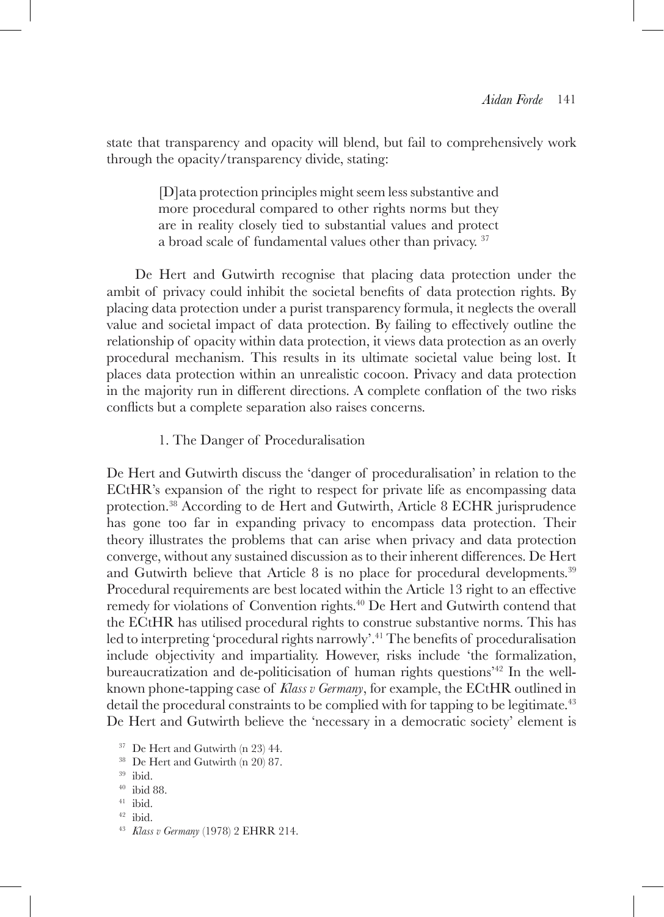state that transparency and opacity will blend, but fail to comprehensively work through the opacity/transparency divide, stating:

> [D]ata protection principles might seem less substantive and more procedural compared to other rights norms but they are in reality closely tied to substantial values and protect a broad scale of fundamental values other than privacy. [37]

De Hert and Gutwirth recognise that placing data protection under the ambit of privacy could inhibit the societal benefits of data protection rights. By placing data protection under a purist transparency formula, it neglects the overall value and societal impact of data protection. By failing to effectively outline the relationship of opacity within data protection, it views data protection as an overly procedural mechanism. This results in its ultimate societal value being lost. It places data protection within an unrealistic cocoon. Privacy and data protection in the majority run in different directions. A complete conflation of the two risks conflicts but a complete separation also raises concerns.

### 1. The Danger of Proceduralisation

De Hert and Gutwirth discuss the 'danger of proceduralisation' in relation to the ECtHR's expansion of the right to respect for private life as encompassing data protection.[38] According to de Hert and Gutwirth, Article 8 ECHR jurisprudence has gone too far in expanding privacy to encompass data protection. Their theory illustrates the problems that can arise when privacy and data protection converge, without any sustained discussion as to their inherent differences. De Hert and Gutwirth believe that Article 8 is no place for procedural developments.[39] Procedural requirements are best located within the Article 13 right to an effective remedy for violations of Convention rights.[40] De Hert and Gutwirth contend that the ECtHR has utilised procedural rights to construe substantive norms. This has led to interpreting 'procedural rights narrowly'.[41] The benefits of proceduralisation include objectivity and impartiality. However, risks include 'the formalization, bureaucratization and de-politicisation of human rights questions'[42] In the well-known phone-tapping case of *Klass v Germany*, for example, the ECtHR outlined in detail the procedural constraints to be complied with for tapping to be legitimate.[43] De Hert and Gutwirth believe the 'necessary in a democratic society' element is

---

[37] De Hert and Gutwirth (n 23) 44.

[38] De Hert and Gutwirth (n 20) 87.

[39] ibid.

[40] ibid 88.

[41] ibid.

[42] ibid.

[43] *Klass v Germany* (1978) 2 EHRR 214.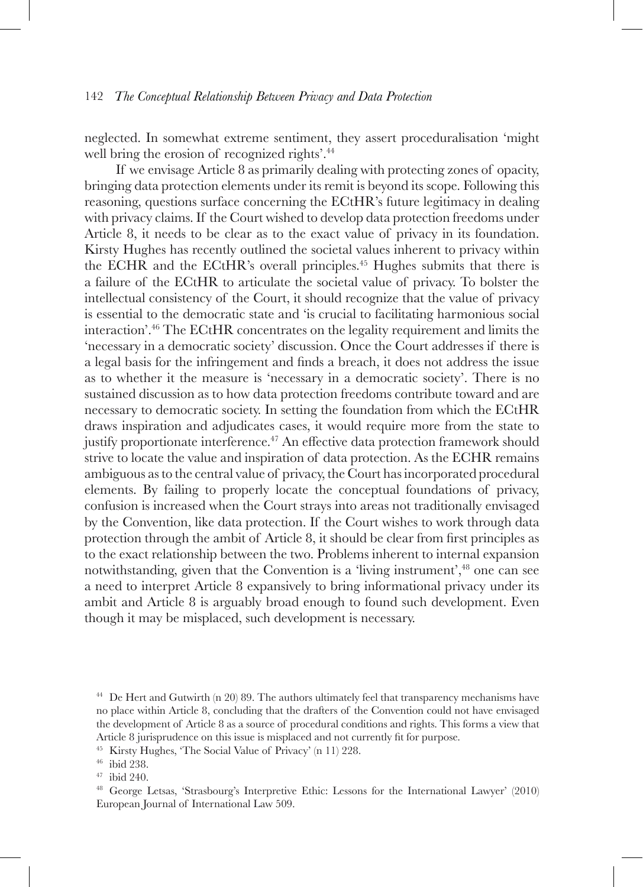neglected. In somewhat extreme sentiment, they assert proceduralisation 'might well bring the erosion of recognized rights'.[44]

If we envisage Article 8 as primarily dealing with protecting zones of opacity, bringing data protection elements under its remit is beyond its scope. Following this reasoning, questions surface concerning the ECtHR's future legitimacy in dealing with privacy claims. If the Court wished to develop data protection freedoms under Article 8, it needs to be clear as to the exact value of privacy in its foundation. Kirsty Hughes has recently outlined the societal values inherent to privacy within the ECHR and the ECtHR's overall principles.[45] Hughes submits that there is a failure of the ECtHR to articulate the societal value of privacy. To bolster the intellectual consistency of the Court, it should recognize that the value of privacy is essential to the democratic state and 'is crucial to facilitating harmonious social interaction'.[46] The ECtHR concentrates on the legality requirement and limits the 'necessary in a democratic society' discussion. Once the Court addresses if there is a legal basis for the infringement and finds a breach, it does not address the issue as to whether it the measure is 'necessary in a democratic society'. There is no sustained discussion as to how data protection freedoms contribute toward and are necessary to democratic society. In setting the foundation from which the ECtHR draws inspiration and adjudicates cases, it would require more from the state to justify proportionate interference.[47] An effective data protection framework should strive to locate the value and inspiration of data protection. As the ECHR remains ambiguous as to the central value of privacy, the Court has incorporated procedural elements. By failing to properly locate the conceptual foundations of privacy, confusion is increased when the Court strays into areas not traditionally envisaged by the Convention, like data protection. If the Court wishes to work through data protection through the ambit of Article 8, it should be clear from first principles as to the exact relationship between the two. Problems inherent to internal expansion notwithstanding, given that the Convention is a 'living instrument',[48] one can see a need to interpret Article 8 expansively to bring informational privacy under its ambit and Article 8 is arguably broad enough to found such development. Even though it may be misplaced, such development is necessary.

[44] De Hert and Gutwirth (n 20) 89. The authors ultimately feel that transparency mechanisms have no place within Article 8, concluding that the drafters of the Convention could not have envisaged the development of Article 8 as a source of procedural conditions and rights. This forms a view that Article 8 jurisprudence on this issue is misplaced and not currently fit for purpose.

[45] Kirsty Hughes, 'The Social Value of Privacy' (n 11) 228.

[46] ibid 238.

[47] ibid 240.

[48] George Letsas, 'Strasbourg's Interpretive Ethic: Lessons for the International Lawyer' (2010) European Journal of International Law 509.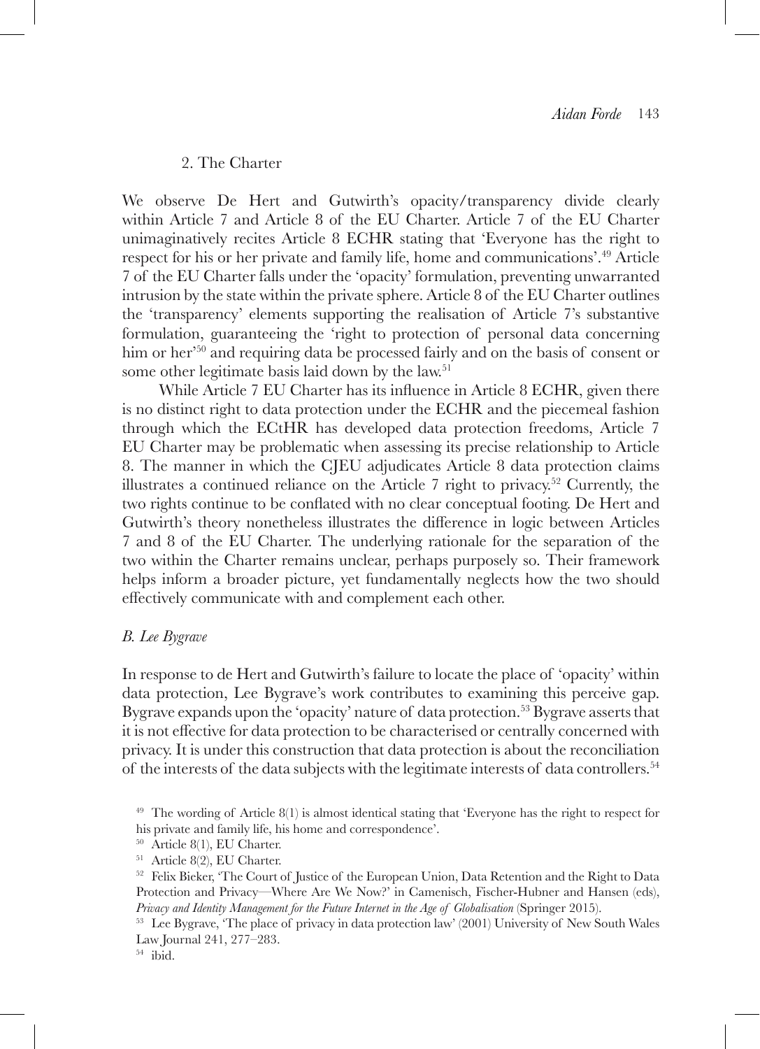### 2. The Charter

We observe De Hert and Gutwirth's opacity/transparency divide clearly within Article 7 and Article 8 of the EU Charter. Article 7 of the EU Charter unimaginatively recites Article 8 ECHR stating that 'Everyone has the right to respect for his or her private and family life, home and communications'.[49] Article 7 of the EU Charter falls under the 'opacity' formulation, preventing unwarranted intrusion by the state within the private sphere. Article 8 of the EU Charter outlines the 'transparency' elements supporting the realisation of Article 7's substantive formulation, guaranteeing the 'right to protection of personal data concerning him or her'[50] and requiring data be processed fairly and on the basis of consent or some other legitimate basis laid down by the law.[51]

While Article 7 EU Charter has its influence in Article 8 ECHR, given there is no distinct right to data protection under the ECHR and the piecemeal fashion through which the ECtHR has developed data protection freedoms, Article 7 EU Charter may be problematic when assessing its precise relationship to Article 8. The manner in which the CJEU adjudicates Article 8 data protection claims illustrates a continued reliance on the Article 7 right to privacy.[52] Currently, the two rights continue to be conflated with no clear conceptual footing. De Hert and Gutwirth's theory nonetheless illustrates the difference in logic between Articles 7 and 8 of the EU Charter. The underlying rationale for the separation of the two within the Charter remains unclear, perhaps purposely so. Their framework helps inform a broader picture, yet fundamentally neglects how the two should effectively communicate with and complement each other.

### *B. Lee Bygrave*

In response to de Hert and Gutwirth's failure to locate the place of 'opacity' within data protection, Lee Bygrave's work contributes to examining this perceive gap. Bygrave expands upon the 'opacity' nature of data protection.[53] Bygrave asserts that it is not effective for data protection to be characterised or centrally concerned with privacy. It is under this construction that data protection is about the reconciliation of the interests of the data subjects with the legitimate interests of data controllers.[54]

[49] The wording of Article 8(1) is almost identical stating that 'Everyone has the right to respect for his private and family life, his home and correspondence'.

[50] Article 8(1), EU Charter.

[51] Article 8(2), EU Charter.

[52] Felix Bieker, 'The Court of Justice of the European Union, Data Retention and the Right to Data Protection and Privacy—Where Are We Now?' in Camenisch, Fischer-Hubner and Hansen (eds), *Privacy and Identity Management for the Future Internet in the Age of Globalisation* (Springer 2015).

[53] Lee Bygrave, 'The place of privacy in data protection law' (2001) University of New South Wales Law Journal 241, 277–283.

[54] ibid.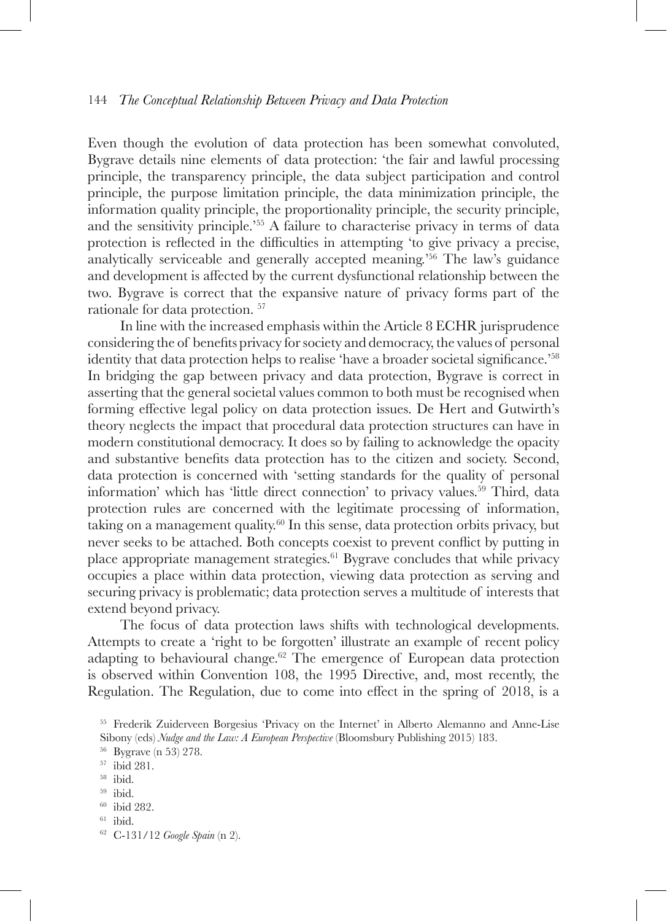Even though the evolution of data protection has been somewhat convoluted, Bygrave details nine elements of data protection: 'the fair and lawful processing principle, the transparency principle, the data subject participation and control principle, the purpose limitation principle, the data minimization principle, the information quality principle, the proportionality principle, the security principle, and the sensitivity principle.'[55] A failure to characterise privacy in terms of data protection is reflected in the difficulties in attempting 'to give privacy a precise, analytically serviceable and generally accepted meaning.'[56] The law's guidance and development is affected by the current dysfunctional relationship between the two. Bygrave is correct that the expansive nature of privacy forms part of the rationale for data protection. [57]

In line with the increased emphasis within the Article 8 ECHR jurisprudence considering the of benefits privacy for society and democracy, the values of personal identity that data protection helps to realise 'have a broader societal significance.'[58] In bridging the gap between privacy and data protection, Bygrave is correct in asserting that the general societal values common to both must be recognised when forming effective legal policy on data protection issues. De Hert and Gutwirth's theory neglects the impact that procedural data protection structures can have in modern constitutional democracy. It does so by failing to acknowledge the opacity and substantive benefits data protection has to the citizen and society. Second, data protection is concerned with 'setting standards for the quality of personal information' which has 'little direct connection' to privacy values.[59] Third, data protection rules are concerned with the legitimate processing of information, taking on a management quality.[60] In this sense, data protection orbits privacy, but never seeks to be attached. Both concepts coexist to prevent conflict by putting in place appropriate management strategies.[61] Bygrave concludes that while privacy occupies a place within data protection, viewing data protection as serving and securing privacy is problematic; data protection serves a multitude of interests that extend beyond privacy.

The focus of data protection laws shifts with technological developments. Attempts to create a 'right to be forgotten' illustrate an example of recent policy adapting to behavioural change.[62] The emergence of European data protection is observed within Convention 108, the 1995 Directive, and, most recently, the Regulation. The Regulation, due to come into effect in the spring of 2018, is a

[55] Frederik Zuiderveen Borgesius 'Privacy on the Internet' in Alberto Alemanno and Anne-Lise Sibony (eds) *Nudge and the Law: A European Perspective* (Bloomsbury Publishing 2015) 183.

[56] Bygrave (n 53) 278.

[57] ibid 281.

[58] ibid.

[59] ibid.

[60] ibid 282.

[61] ibid.

[62] C-131/12 *Google Spain* (n 2).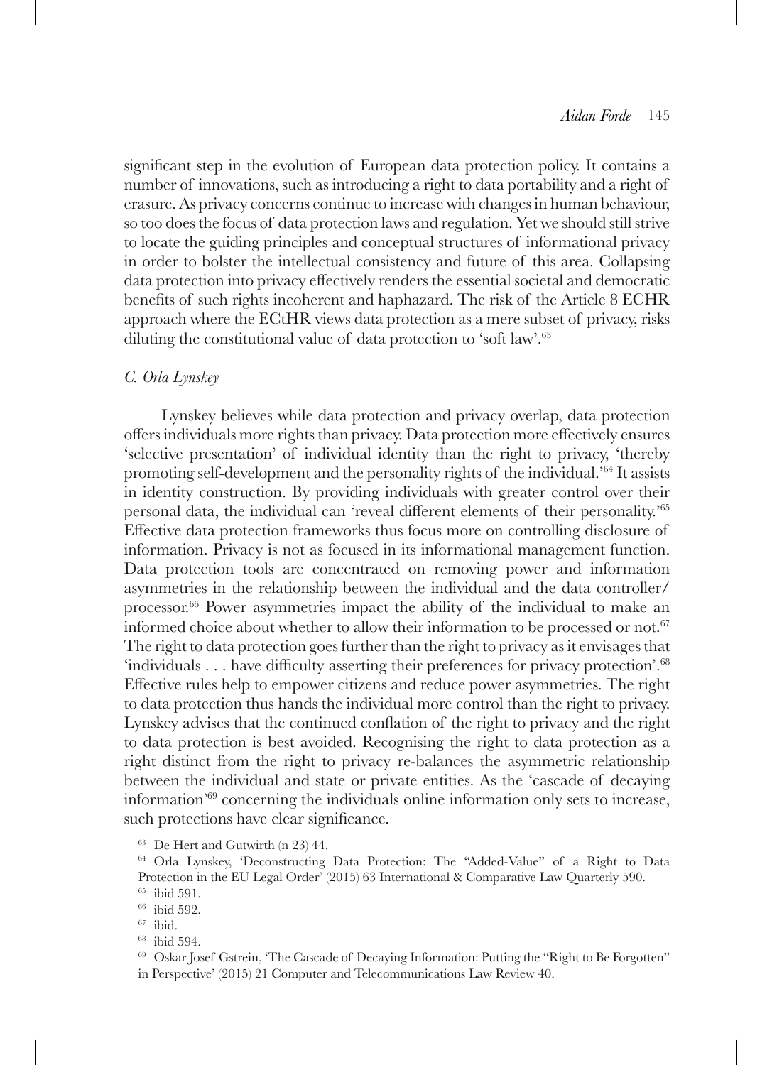significant step in the evolution of European data protection policy. It contains a number of innovations, such as introducing a right to data portability and a right of erasure. As privacy concerns continue to increase with changes in human behaviour, so too does the focus of data protection laws and regulation. Yet we should still strive to locate the guiding principles and conceptual structures of informational privacy in order to bolster the intellectual consistency and future of this area. Collapsing data protection into privacy effectively renders the essential societal and democratic benefits of such rights incoherent and haphazard. The risk of the Article 8 ECHR approach where the ECtHR views data protection as a mere subset of privacy, risks diluting the constitutional value of data protection to 'soft law'.[63]

### *C. Orla Lynskey*

Lynskey believes while data protection and privacy overlap, data protection offers individuals more rights than privacy. Data protection more effectively ensures 'selective presentation' of individual identity than the right to privacy, 'thereby promoting self-development and the personality rights of the individual.'[64] It assists in identity construction. By providing individuals with greater control over their personal data, the individual can 'reveal different elements of their personality.'[65] Effective data protection frameworks thus focus more on controlling disclosure of information. Privacy is not as focused in its informational management function. Data protection tools are concentrated on removing power and information asymmetries in the relationship between the individual and the data controller/processor.[66] Power asymmetries impact the ability of the individual to make an informed choice about whether to allow their information to be processed or not.[67] The right to data protection goes further than the right to privacy as it envisages that 'individuals . . . have difficulty asserting their preferences for privacy protection'.[68] Effective rules help to empower citizens and reduce power asymmetries. The right to data protection thus hands the individual more control than the right to privacy. Lynskey advises that the continued conflation of the right to privacy and the right to data protection is best avoided. Recognising the right to data protection as a right distinct from the right to privacy re-balances the asymmetric relationship between the individual and state or private entities. As the 'cascade of decaying information'[69] concerning the individuals online information only sets to increase, such protections have clear significance.

[63] De Hert and Gutwirth (n 23) 44.

[64] Orla Lynskey, 'Deconstructing Data Protection: The "Added-Value" of a Right to Data Protection in the EU Legal Order' (2015) 63 International & Comparative Law Quarterly 590.

[65] ibid 591.

[66] ibid 592.

[67] ibid.

[68] ibid 594.

[69] Oskar Josef Gstrein, 'The Cascade of Decaying Information: Putting the "Right to Be Forgotten" in Perspective' (2015) 21 Computer and Telecommunications Law Review 40.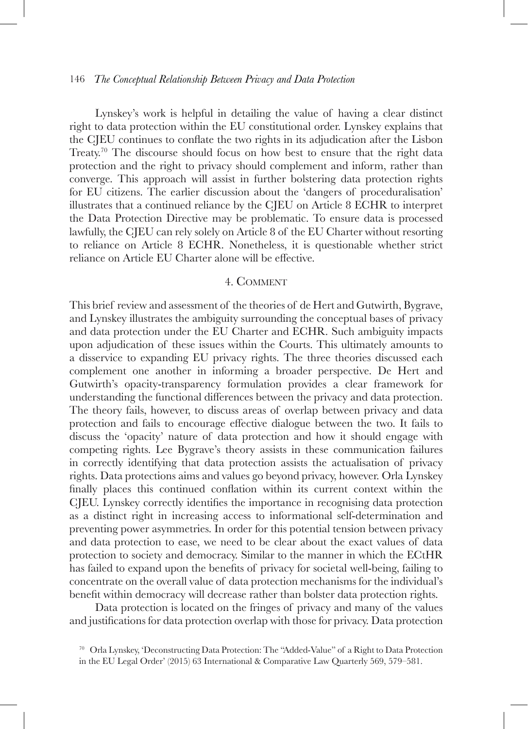Lynskey's work is helpful in detailing the value of having a clear distinct right to data protection within the EU constitutional order. Lynskey explains that the CJEU continues to conflate the two rights in its adjudication after the Lisbon Treaty.[70] The discourse should focus on how best to ensure that the right data protection and the right to privacy should complement and inform, rather than converge. This approach will assist in further bolstering data protection rights for EU citizens. The earlier discussion about the 'dangers of proceduralisation' illustrates that a continued reliance by the CJEU on Article 8 ECHR to interpret the Data Protection Directive may be problematic. To ensure data is processed lawfully, the CJEU can rely solely on Article 8 of the EU Charter without resorting to reliance on Article 8 ECHR. Nonetheless, it is questionable whether strict reliance on Article EU Charter alone will be effective.

## 4. Comment

This brief review and assessment of the theories of de Hert and Gutwirth, Bygrave, and Lynskey illustrates the ambiguity surrounding the conceptual bases of privacy and data protection under the EU Charter and ECHR. Such ambiguity impacts upon adjudication of these issues within the Courts. This ultimately amounts to a disservice to expanding EU privacy rights. The three theories discussed each complement one another in informing a broader perspective. De Hert and Gutwirth's opacity-transparency formulation provides a clear framework for understanding the functional differences between the privacy and data protection. The theory fails, however, to discuss areas of overlap between privacy and data protection and fails to encourage effective dialogue between the two. It fails to discuss the 'opacity' nature of data protection and how it should engage with competing rights. Lee Bygrave's theory assists in these communication failures in correctly identifying that data protection assists the actualisation of privacy rights. Data protections aims and values go beyond privacy, however. Orla Lynskey finally places this continued conflation within its current context within the CJEU. Lynskey correctly identifies the importance in recognising data protection as a distinct right in increasing access to informational self-determination and preventing power asymmetries. In order for this potential tension between privacy and data protection to ease, we need to be clear about the exact values of data protection to society and democracy. Similar to the manner in which the ECtHR has failed to expand upon the benefits of privacy for societal well-being, failing to concentrate on the overall value of data protection mechanisms for the individual's benefit within democracy will decrease rather than bolster data protection rights.

Data protection is located on the fringes of privacy and many of the values and justifications for data protection overlap with those for privacy. Data protection

[70] Orla Lynskey, 'Deconstructing Data Protection: The "Added-Value" of a Right to Data Protection in the EU Legal Order' (2015) 63 International & Comparative Law Quarterly 569, 579–581.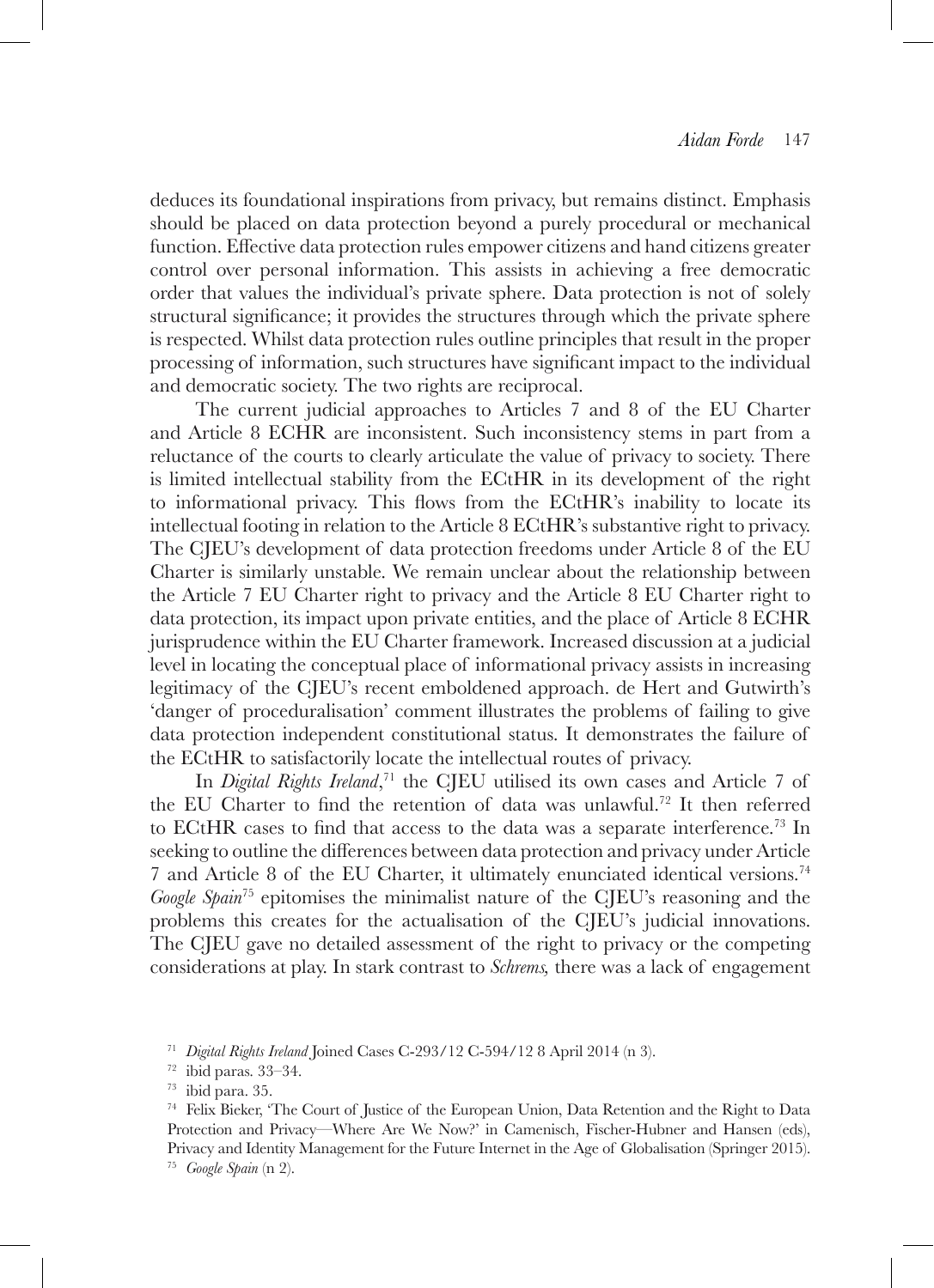deduces its foundational inspirations from privacy, but remains distinct. Emphasis should be placed on data protection beyond a purely procedural or mechanical function. Effective data protection rules empower citizens and hand citizens greater control over personal information. This assists in achieving a free democratic order that values the individual's private sphere. Data protection is not of solely structural significance; it provides the structures through which the private sphere is respected. Whilst data protection rules outline principles that result in the proper processing of information, such structures have significant impact to the individual and democratic society. The two rights are reciprocal.

The current judicial approaches to Articles 7 and 8 of the EU Charter and Article 8 ECHR are inconsistent. Such inconsistency stems in part from a reluctance of the courts to clearly articulate the value of privacy to society. There is limited intellectual stability from the ECtHR in its development of the right to informational privacy. This flows from the ECtHR's inability to locate its intellectual footing in relation to the Article 8 ECtHR's substantive right to privacy. The CJEU's development of data protection freedoms under Article 8 of the EU Charter is similarly unstable. We remain unclear about the relationship between the Article 7 EU Charter right to privacy and the Article 8 EU Charter right to data protection, its impact upon private entities, and the place of Article 8 ECHR jurisprudence within the EU Charter framework. Increased discussion at a judicial level in locating the conceptual place of informational privacy assists in increasing legitimacy of the CJEU's recent emboldened approach. de Hert and Gutwirth's 'danger of proceduralisation' comment illustrates the problems of failing to give data protection independent constitutional status. It demonstrates the failure of the ECtHR to satisfactorily locate the intellectual routes of privacy.

In *Digital Rights Ireland*,[71] the CJEU utilised its own cases and Article 7 of the EU Charter to find the retention of data was unlawful.[72] It then referred to ECtHR cases to find that access to the data was a separate interference.[73] In seeking to outline the differences between data protection and privacy under Article 7 and Article 8 of the EU Charter, it ultimately enunciated identical versions.[74] *Google Spain*[75] epitomises the minimalist nature of the CJEU's reasoning and the problems this creates for the actualisation of the CJEU's judicial innovations. The CJEU gave no detailed assessment of the right to privacy or the competing considerations at play. In stark contrast to *Schrems,* there was a lack of engagement

---

[71] *Digital Rights Ireland* Joined Cases C-293/12 C-594/12 8 April 2014 (n 3).

[72] ibid paras. 33–34.

[73] ibid para. 35.

[74] Felix Bieker, 'The Court of Justice of the European Union, Data Retention and the Right to Data Protection and Privacy—Where Are We Now?' in Camenisch, Fischer-Hubner and Hansen (eds), Privacy and Identity Management for the Future Internet in the Age of Globalisation (Springer 2015).

[75] *Google Spain* (n 2).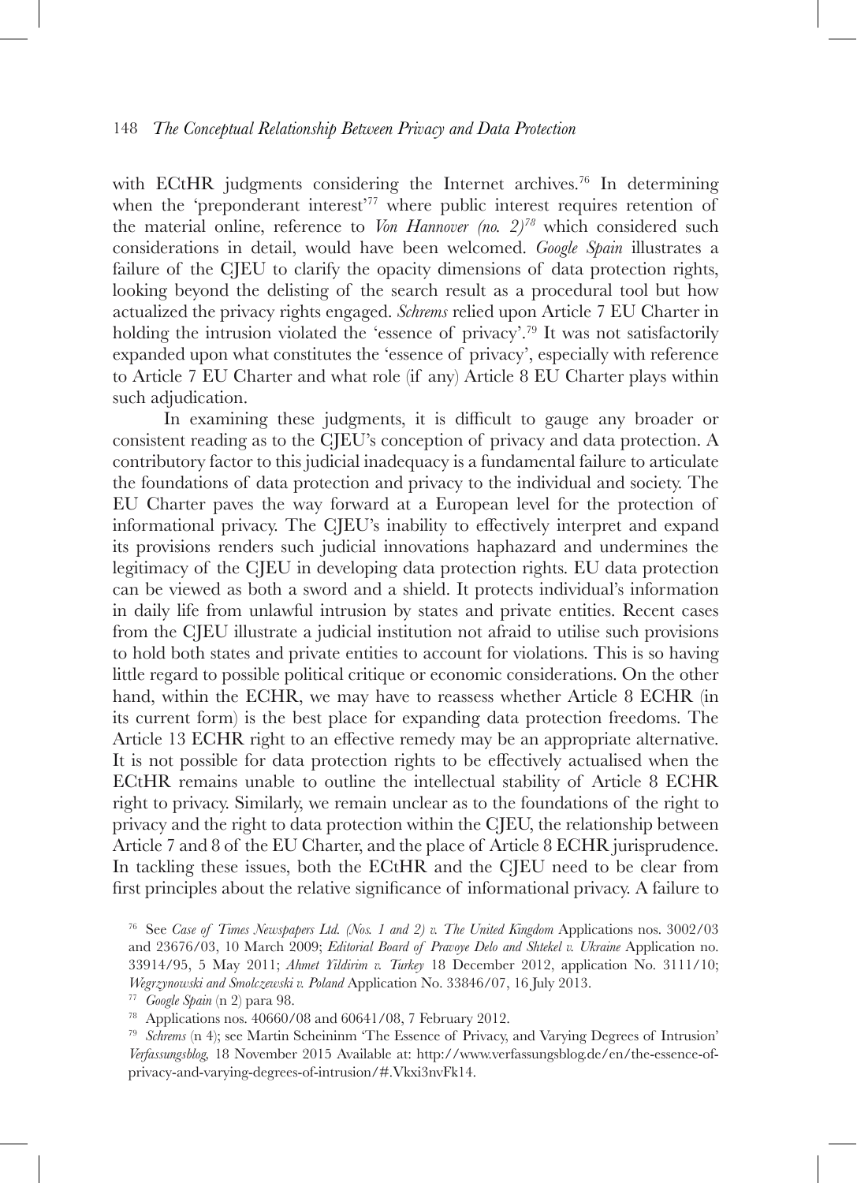with ECtHR judgments considering the Internet archives.[76] In determining when the 'preponderant interest'[77] where public interest requires retention of the material online, reference to *Von Hannover (no. 2)*[78] which considered such considerations in detail, would have been welcomed. *Google Spain* illustrates a failure of the CJEU to clarify the opacity dimensions of data protection rights, looking beyond the delisting of the search result as a procedural tool but how actualized the privacy rights engaged. *Schrems* relied upon Article 7 EU Charter in holding the intrusion violated the 'essence of privacy'.[79] It was not satisfactorily expanded upon what constitutes the 'essence of privacy', especially with reference to Article 7 EU Charter and what role (if any) Article 8 EU Charter plays within such adjudication.

In examining these judgments, it is difficult to gauge any broader or consistent reading as to the CJEU's conception of privacy and data protection. A contributory factor to this judicial inadequacy is a fundamental failure to articulate the foundations of data protection and privacy to the individual and society. The EU Charter paves the way forward at a European level for the protection of informational privacy. The CJEU's inability to effectively interpret and expand its provisions renders such judicial innovations haphazard and undermines the legitimacy of the CJEU in developing data protection rights. EU data protection can be viewed as both a sword and a shield. It protects individual's information in daily life from unlawful intrusion by states and private entities. Recent cases from the CJEU illustrate a judicial institution not afraid to utilise such provisions to hold both states and private entities to account for violations. This is so having little regard to possible political critique or economic considerations. On the other hand, within the ECHR, we may have to reassess whether Article 8 ECHR (in its current form) is the best place for expanding data protection freedoms. The Article 13 ECHR right to an effective remedy may be an appropriate alternative. It is not possible for data protection rights to be effectively actualised when the ECtHR remains unable to outline the intellectual stability of Article 8 ECHR right to privacy. Similarly, we remain unclear as to the foundations of the right to privacy and the right to data protection within the CJEU, the relationship between Article 7 and 8 of the EU Charter, and the place of Article 8 ECHR jurisprudence. In tackling these issues, both the ECtHR and the CJEU need to be clear from first principles about the relative significance of informational privacy. A failure to

[76] See *Case of Times Newspapers Ltd. (Nos. 1 and 2) v. The United Kingdom* Applications nos. 3002/03 and 23676/03, 10 March 2009; *Editorial Board of Pravoye Delo and Shtekel v. Ukraine* Application no. 33914/95, 5 May 2011; *Ahmet Yildirim v. Turkey* 18 December 2012, application No. 3111/10; *Wegrzynowski and Smolczewski v. Poland* Application No. 33846/07, 16 July 2013.

[77] *Google Spain* (n 2) para 98.

[78] Applications nos. 40660/08 and 60641/08, 7 February 2012.

[79] *Schrems* (n 4); see Martin Scheininm 'The Essence of Privacy, and Varying Degrees of Intrusion' *Verfassungsblog*, 18 November 2015 Available at: http://www.verfassungsblog.de/en/the-essence-of-privacy-and-varying-degrees-of-intrusion/#.Vkxi3nvFk14.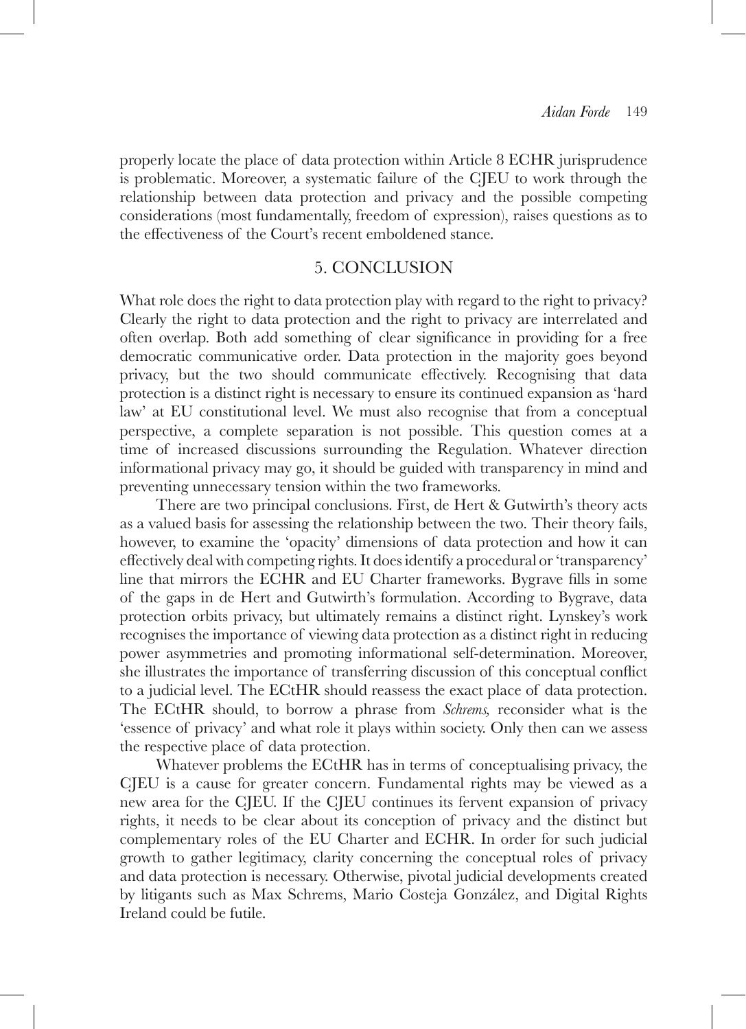properly locate the place of data protection within Article 8 ECHR jurisprudence is problematic. Moreover, a systematic failure of the CJEU to work through the relationship between data protection and privacy and the possible competing considerations (most fundamentally, freedom of expression), raises questions as to the effectiveness of the Court's recent emboldened stance.

## 5. CONCLUSION

What role does the right to data protection play with regard to the right to privacy? Clearly the right to data protection and the right to privacy are interrelated and often overlap. Both add something of clear significance in providing for a free democratic communicative order. Data protection in the majority goes beyond privacy, but the two should communicate effectively. Recognising that data protection is a distinct right is necessary to ensure its continued expansion as 'hard law' at EU constitutional level. We must also recognise that from a conceptual perspective, a complete separation is not possible. This question comes at a time of increased discussions surrounding the Regulation. Whatever direction informational privacy may go, it should be guided with transparency in mind and preventing unnecessary tension within the two frameworks.

There are two principal conclusions. First, de Hert & Gutwirth's theory acts as a valued basis for assessing the relationship between the two. Their theory fails, however, to examine the 'opacity' dimensions of data protection and how it can effectively deal with competing rights. It does identify a procedural or 'transparency' line that mirrors the ECHR and EU Charter frameworks. Bygrave fills in some of the gaps in de Hert and Gutwirth's formulation. According to Bygrave, data protection orbits privacy, but ultimately remains a distinct right. Lynskey's work recognises the importance of viewing data protection as a distinct right in reducing power asymmetries and promoting informational self-determination. Moreover, she illustrates the importance of transferring discussion of this conceptual conflict to a judicial level. The ECtHR should reassess the exact place of data protection. The ECtHR should, to borrow a phrase from *Schrems,* reconsider what is the 'essence of privacy' and what role it plays within society. Only then can we assess the respective place of data protection.

Whatever problems the ECtHR has in terms of conceptualising privacy, the CJEU is a cause for greater concern. Fundamental rights may be viewed as a new area for the CJEU. If the CJEU continues its fervent expansion of privacy rights, it needs to be clear about its conception of privacy and the distinct but complementary roles of the EU Charter and ECHR. In order for such judicial growth to gather legitimacy, clarity concerning the conceptual roles of privacy and data protection is necessary. Otherwise, pivotal judicial developments created by litigants such as Max Schrems, Mario Costeja González, and Digital Rights Ireland could be futile.